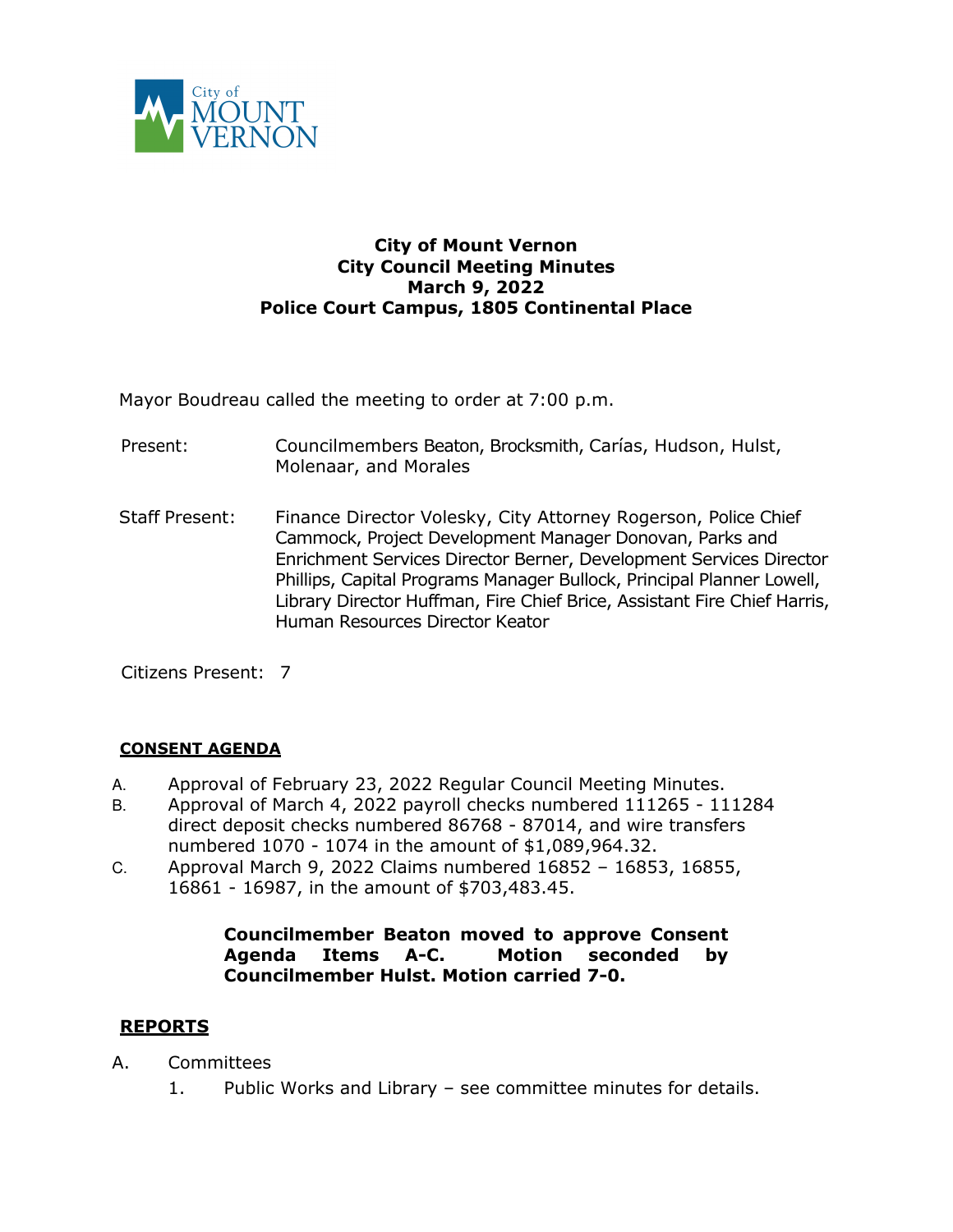**City of Mount Vernon**
**City Council Meeting Minutes**
**March 9, 2022**
**Police Court Campus, 1805 Continental Place**

Mayor Boudreau called the meeting to order at 7:00 p.m.

Present: Councilmembers Beaton, Brocksmith, Carías, Hudson, Hulst, Molenaar, and Morales

Staff Present: Finance Director Volesky, City Attorney Rogerson, Police Chief Cammock, Project Development Manager Donovan, Parks and Enrichment Services Director Berner, Development Services Director Phillips, Capital Programs Manager Bullock, Principal Planner Lowell, Library Director Huffman, Fire Chief Brice, Assistant Fire Chief Harris, Human Resources Director Keator

Citizens Present: 7

## CONSENT AGENDA

A. Approval of February 23, 2022 Regular Council Meeting Minutes.
B. Approval of March 4, 2022 payroll checks numbered 111265 - 111284 direct deposit checks numbered 86768 - 87014, and wire transfers numbered 1070 - 1074 in the amount of $1,089,964.32.
C. Approval March 9, 2022 Claims numbered 16852 – 16853, 16855, 16861 - 16987, in the amount of $703,483.45.

**Councilmember Beaton moved to approve Consent Agenda Items A-C. Motion seconded by Councilmember Hulst. Motion carried 7-0.**

## REPORTS

A. Committees
   1. Public Works and Library – see committee minutes for details.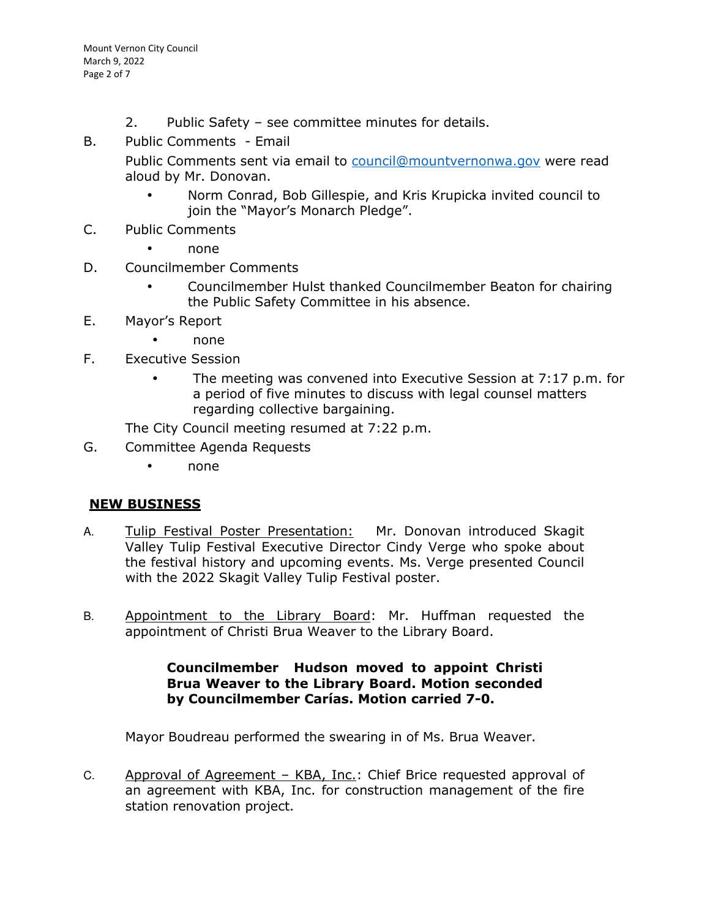2. Public Safety – see committee minutes for details.

B. Public Comments - Email

Public Comments sent via email to council@mountvernonwa.gov were read aloud by Mr. Donovan.

- Norm Conrad, Bob Gillespie, and Kris Krupicka invited council to join the "Mayor's Monarch Pledge".

C. Public Comments

- none

D. Councilmember Comments

- Councilmember Hulst thanked Councilmember Beaton for chairing the Public Safety Committee in his absence.

E. Mayor's Report

- none

F. Executive Session

- The meeting was convened into Executive Session at 7:17 p.m. for a period of five minutes to discuss with legal counsel matters regarding collective bargaining.

The City Council meeting resumed at 7:22 p.m.

G. Committee Agenda Requests

- none

## NEW BUSINESS

A. Tulip Festival Poster Presentation: Mr. Donovan introduced Skagit Valley Tulip Festival Executive Director Cindy Verge who spoke about the festival history and upcoming events. Ms. Verge presented Council with the 2022 Skagit Valley Tulip Festival poster.

B. Appointment to the Library Board: Mr. Huffman requested the appointment of Christi Brua Weaver to the Library Board.

> **Councilmember Hudson moved to appoint Christi Brua Weaver to the Library Board. Motion seconded by Councilmember Carías. Motion carried 7-0.**

Mayor Boudreau performed the swearing in of Ms. Brua Weaver.

C. Approval of Agreement – KBA, Inc.: Chief Brice requested approval of an agreement with KBA, Inc. for construction management of the fire station renovation project.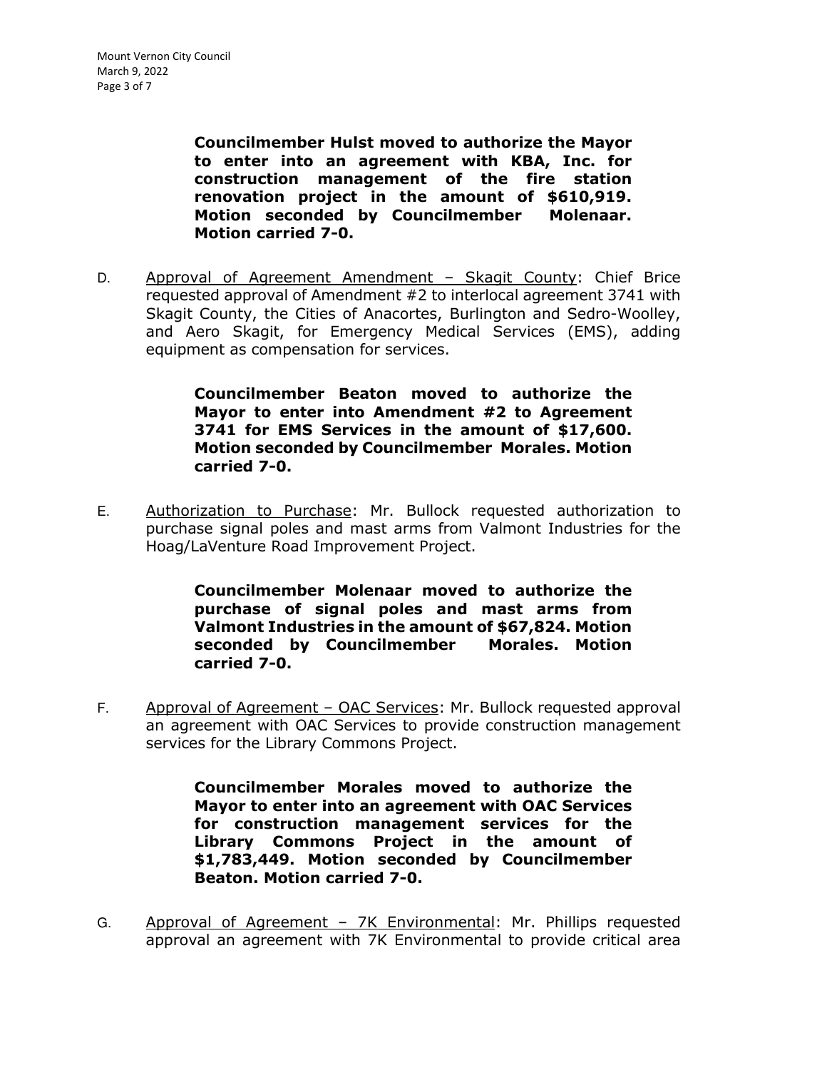**Councilmember Hulst moved to authorize the Mayor to enter into an agreement with KBA, Inc. for construction management of the fire station renovation project in the amount of $610,919. Motion seconded by Councilmember Molenaar. Motion carried 7-0.**

D. Approval of Agreement Amendment – Skagit County: Chief Brice requested approval of Amendment #2 to interlocal agreement 3741 with Skagit County, the Cities of Anacortes, Burlington and Sedro-Woolley, and Aero Skagit, for Emergency Medical Services (EMS), adding equipment as compensation for services.

**Councilmember Beaton moved to authorize the Mayor to enter into Amendment #2 to Agreement 3741 for EMS Services in the amount of $17,600. Motion seconded by Councilmember Morales. Motion carried 7-0.**

E. Authorization to Purchase: Mr. Bullock requested authorization to purchase signal poles and mast arms from Valmont Industries for the Hoag/LaVenture Road Improvement Project.

**Councilmember Molenaar moved to authorize the purchase of signal poles and mast arms from Valmont Industries in the amount of $67,824. Motion seconded by Councilmember Morales. Motion carried 7-0.**

F. Approval of Agreement – OAC Services: Mr. Bullock requested approval an agreement with OAC Services to provide construction management services for the Library Commons Project.

**Councilmember Morales moved to authorize the Mayor to enter into an agreement with OAC Services for construction management services for the Library Commons Project in the amount of $1,783,449. Motion seconded by Councilmember Beaton. Motion carried 7-0.**

G. Approval of Agreement – 7K Environmental: Mr. Phillips requested approval an agreement with 7K Environmental to provide critical area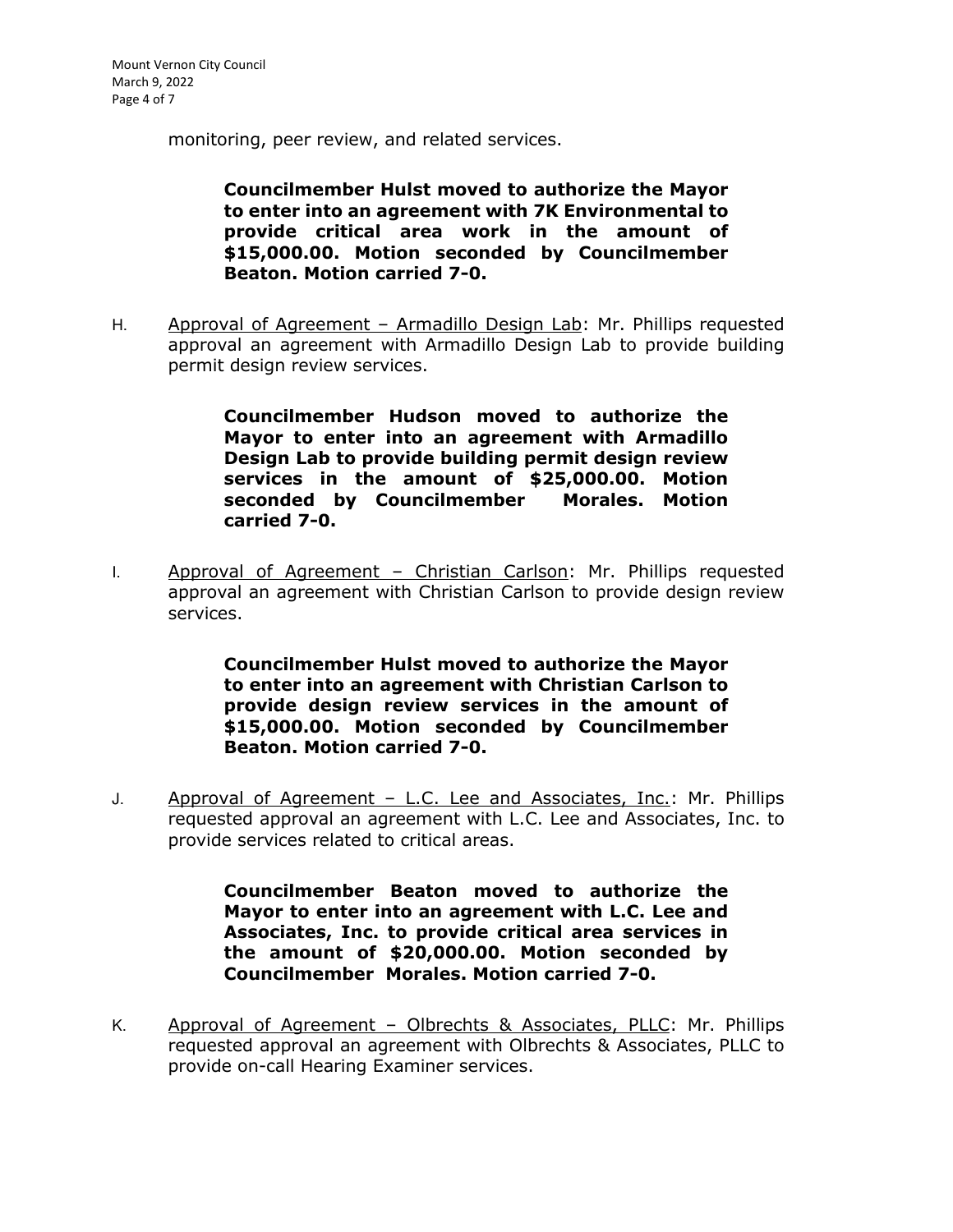monitoring, peer review, and related services.

> **Councilmember Hulst moved to authorize the Mayor to enter into an agreement with 7K Environmental to provide critical area work in the amount of $15,000.00. Motion seconded by Councilmember Beaton. Motion carried 7-0.**

H. <u>Approval of Agreement – Armadillo Design Lab</u>: Mr. Phillips requested approval an agreement with Armadillo Design Lab to provide building permit design review services.

> **Councilmember Hudson moved to authorize the Mayor to enter into an agreement with Armadillo Design Lab to provide building permit design review services in the amount of $25,000.00. Motion seconded by Councilmember Morales. Motion carried 7-0.**

I. <u>Approval of Agreement – Christian Carlson</u>: Mr. Phillips requested approval an agreement with Christian Carlson to provide design review services.

> **Councilmember Hulst moved to authorize the Mayor to enter into an agreement with Christian Carlson to provide design review services in the amount of $15,000.00. Motion seconded by Councilmember Beaton. Motion carried 7-0.**

J. <u>Approval of Agreement – L.C. Lee and Associates, Inc.</u>: Mr. Phillips requested approval an agreement with L.C. Lee and Associates, Inc. to provide services related to critical areas.

> **Councilmember Beaton moved to authorize the Mayor to enter into an agreement with L.C. Lee and Associates, Inc. to provide critical area services in the amount of $20,000.00. Motion seconded by Councilmember Morales. Motion carried 7-0.**

K. <u>Approval of Agreement – Olbrechts & Associates, PLLC</u>: Mr. Phillips requested approval an agreement with Olbrechts & Associates, PLLC to provide on-call Hearing Examiner services.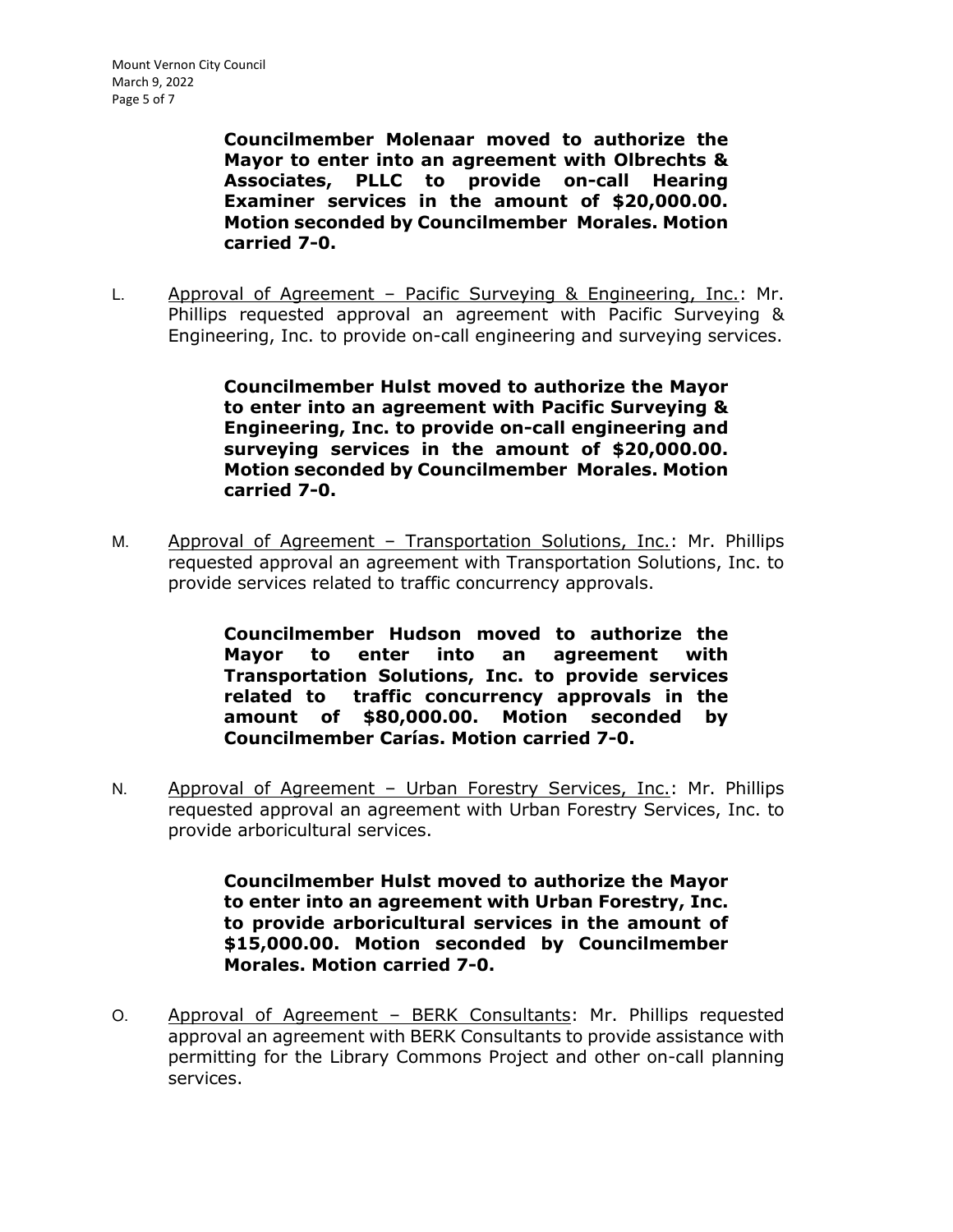**Councilmember Molenaar moved to authorize the Mayor to enter into an agreement with Olbrechts & Associates, PLLC to provide on-call Hearing Examiner services in the amount of $20,000.00. Motion seconded by Councilmember Morales. Motion carried 7-0.**

L. Approval of Agreement – Pacific Surveying & Engineering, Inc.: Mr. Phillips requested approval an agreement with Pacific Surveying & Engineering, Inc. to provide on-call engineering and surveying services.

**Councilmember Hulst moved to authorize the Mayor to enter into an agreement with Pacific Surveying & Engineering, Inc. to provide on-call engineering and surveying services in the amount of $20,000.00. Motion seconded by Councilmember Morales. Motion carried 7-0.**

M. Approval of Agreement – Transportation Solutions, Inc.: Mr. Phillips requested approval an agreement with Transportation Solutions, Inc. to provide services related to traffic concurrency approvals.

**Councilmember Hudson moved to authorize the Mayor to enter into an agreement with Transportation Solutions, Inc. to provide services related to traffic concurrency approvals in the amount of $80,000.00. Motion seconded by Councilmember Carías. Motion carried 7-0.**

N. Approval of Agreement – Urban Forestry Services, Inc.: Mr. Phillips requested approval an agreement with Urban Forestry Services, Inc. to provide arboricultural services.

**Councilmember Hulst moved to authorize the Mayor to enter into an agreement with Urban Forestry, Inc. to provide arboricultural services in the amount of $15,000.00. Motion seconded by Councilmember Morales. Motion carried 7-0.**

O. Approval of Agreement – BERK Consultants: Mr. Phillips requested approval an agreement with BERK Consultants to provide assistance with permitting for the Library Commons Project and other on-call planning services.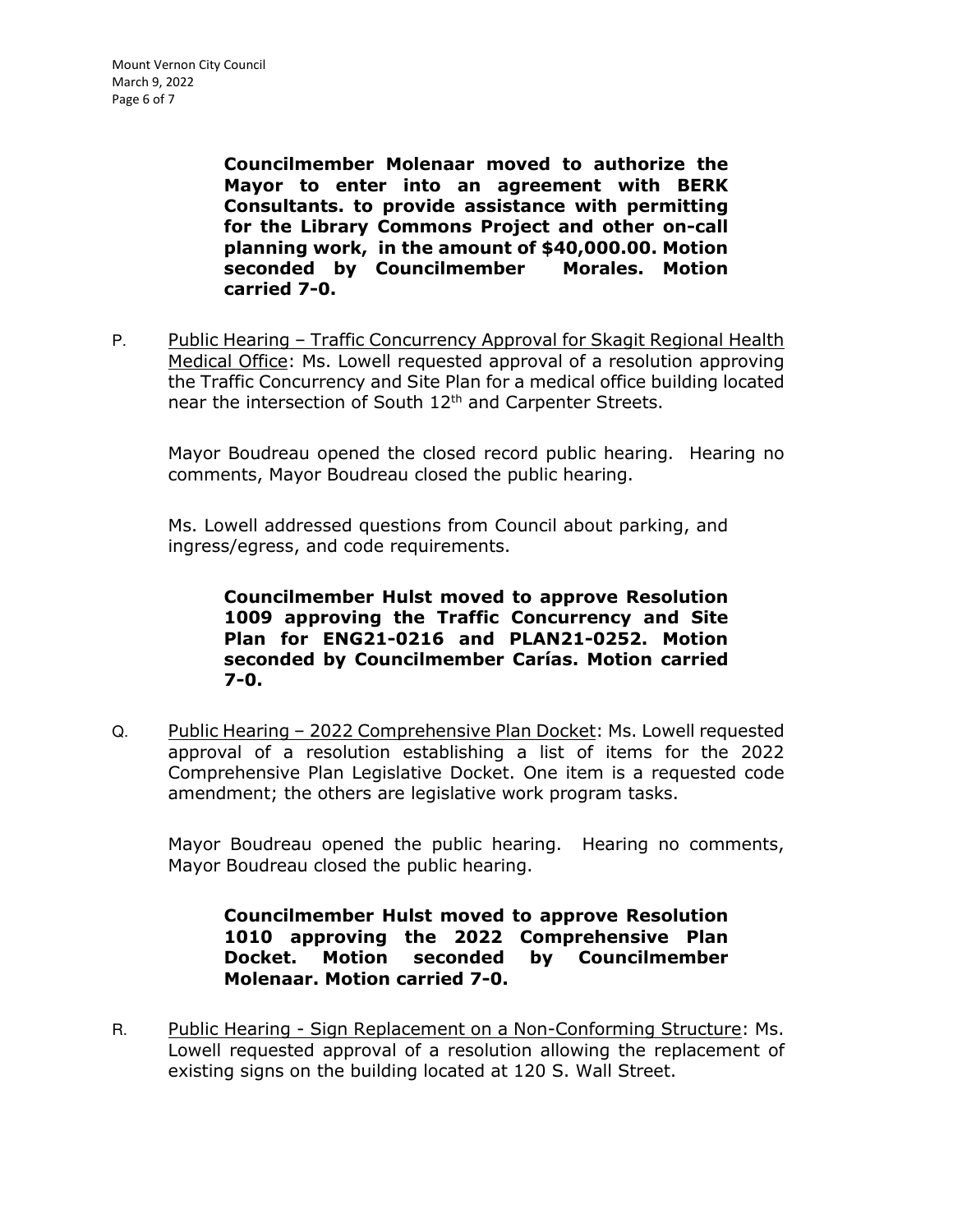**Councilmember Molenaar moved to authorize the Mayor to enter into an agreement with BERK Consultants. to provide assistance with permitting for the Library Commons Project and other on-call planning work, in the amount of $40,000.00. Motion seconded by Councilmember Morales. Motion carried 7-0.**

P. Public Hearing – Traffic Concurrency Approval for Skagit Regional Health Medical Office: Ms. Lowell requested approval of a resolution approving the Traffic Concurrency and Site Plan for a medical office building located near the intersection of South 12th and Carpenter Streets.

Mayor Boudreau opened the closed record public hearing. Hearing no comments, Mayor Boudreau closed the public hearing.

Ms. Lowell addressed questions from Council about parking, and ingress/egress, and code requirements.

**Councilmember Hulst moved to approve Resolution 1009 approving the Traffic Concurrency and Site Plan for ENG21-0216 and PLAN21-0252. Motion seconded by Councilmember Carías. Motion carried 7-0.**

Q. Public Hearing – 2022 Comprehensive Plan Docket: Ms. Lowell requested approval of a resolution establishing a list of items for the 2022 Comprehensive Plan Legislative Docket. One item is a requested code amendment; the others are legislative work program tasks.

Mayor Boudreau opened the public hearing. Hearing no comments, Mayor Boudreau closed the public hearing.

**Councilmember Hulst moved to approve Resolution 1010 approving the 2022 Comprehensive Plan Docket. Motion seconded by Councilmember Molenaar. Motion carried 7-0.**

R. Public Hearing - Sign Replacement on a Non-Conforming Structure: Ms. Lowell requested approval of a resolution allowing the replacement of existing signs on the building located at 120 S. Wall Street.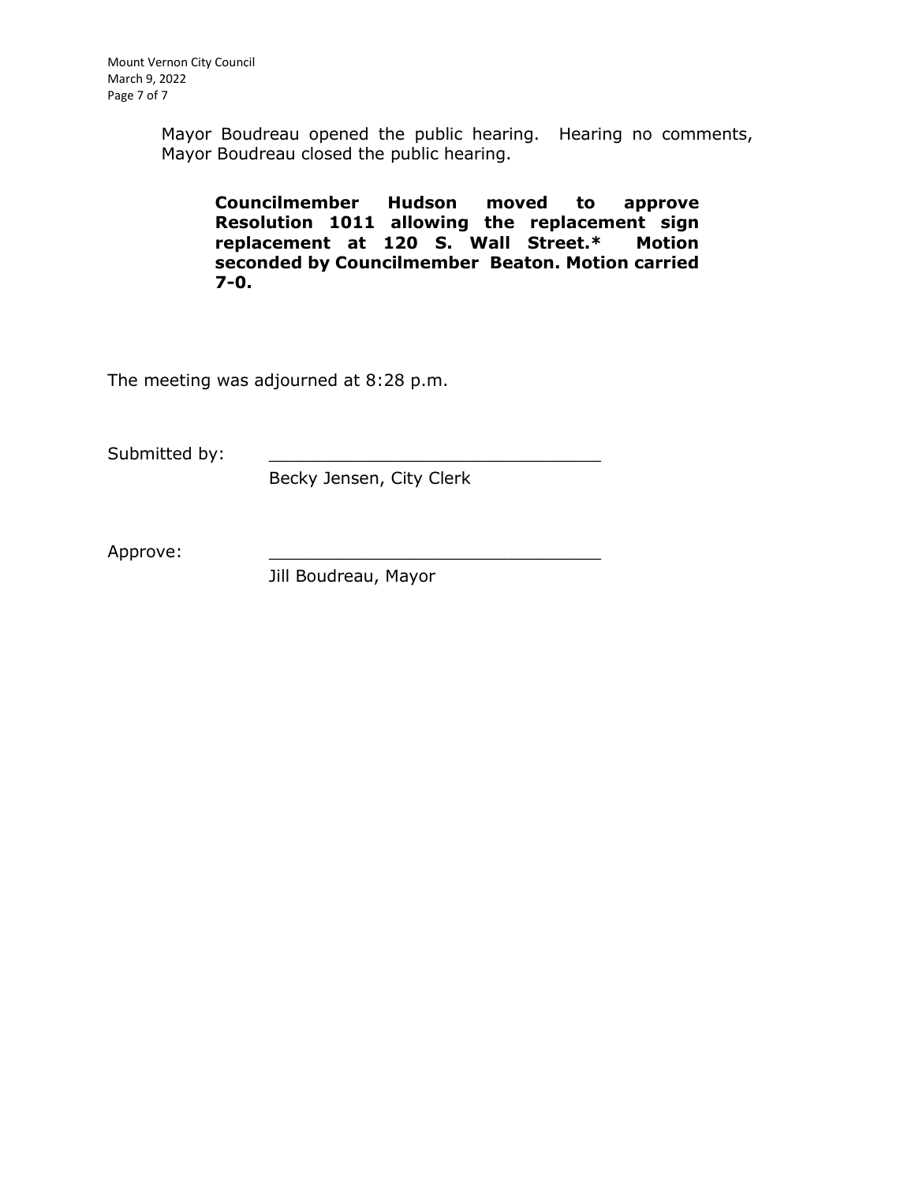Mayor Boudreau opened the public hearing. Hearing no comments, Mayor Boudreau closed the public hearing.

**Councilmember Hudson moved to approve Resolution 1011 allowing the replacement sign replacement at 120 S. Wall Street.* Motion seconded by Councilmember Beaton. Motion carried 7-0.**

The meeting was adjourned at 8:28 p.m.

Submitted by: _______________________________

Becky Jensen, City Clerk

Approve: _______________________________

Jill Boudreau, Mayor